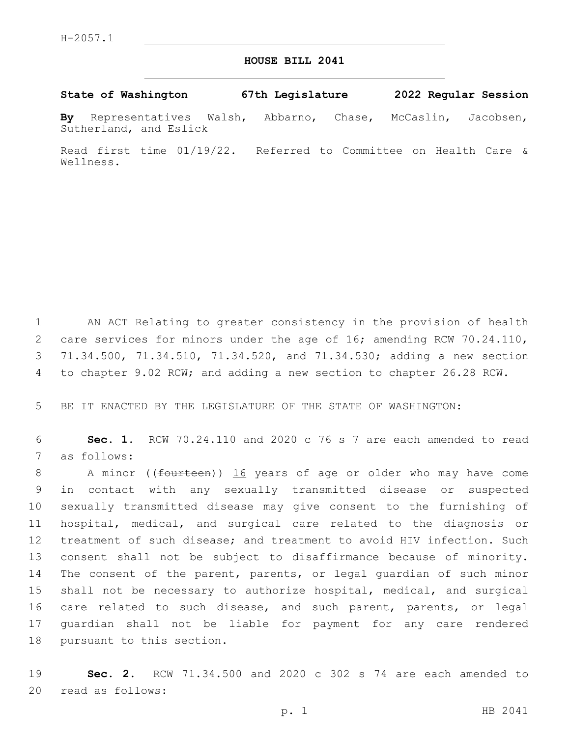H-2057.1

# HOUSE BILL 2041

**State of Washington 67th Legislature 2022 Regular Session**

**By** Representatives Walsh, Abbarno, Chase, McCaslin, Jacobsen, Sutherland, and Eslick

Read first time 01/19/22. Referred to Committee on Health Care & Wellness.

AN ACT Relating to greater consistency in the provision of health care services for minors under the age of 16; amending RCW 70.24.110, 71.34.500, 71.34.510, 71.34.520, and 71.34.530; adding a new section to chapter 9.02 RCW; and adding a new section to chapter 26.28 RCW.

BE IT ENACTED BY THE LEGISLATURE OF THE STATE OF WASHINGTON:

**Sec. 1.** RCW 70.24.110 and 2020 c 76 s 7 are each amended to read as follows:

A minor ((~~fourteen~~)) <u>16</u> years of age or older who may have come in contact with any sexually transmitted disease or suspected sexually transmitted disease may give consent to the furnishing of hospital, medical, and surgical care related to the diagnosis or treatment of such disease; and treatment to avoid HIV infection. Such consent shall not be subject to disaffirmance because of minority. The consent of the parent, parents, or legal guardian of such minor shall not be necessary to authorize hospital, medical, and surgical care related to such disease, and such parent, parents, or legal guardian shall not be liable for payment for any care rendered pursuant to this section.

**Sec. 2.** RCW 71.34.500 and 2020 c 302 s 74 are each amended to read as follows: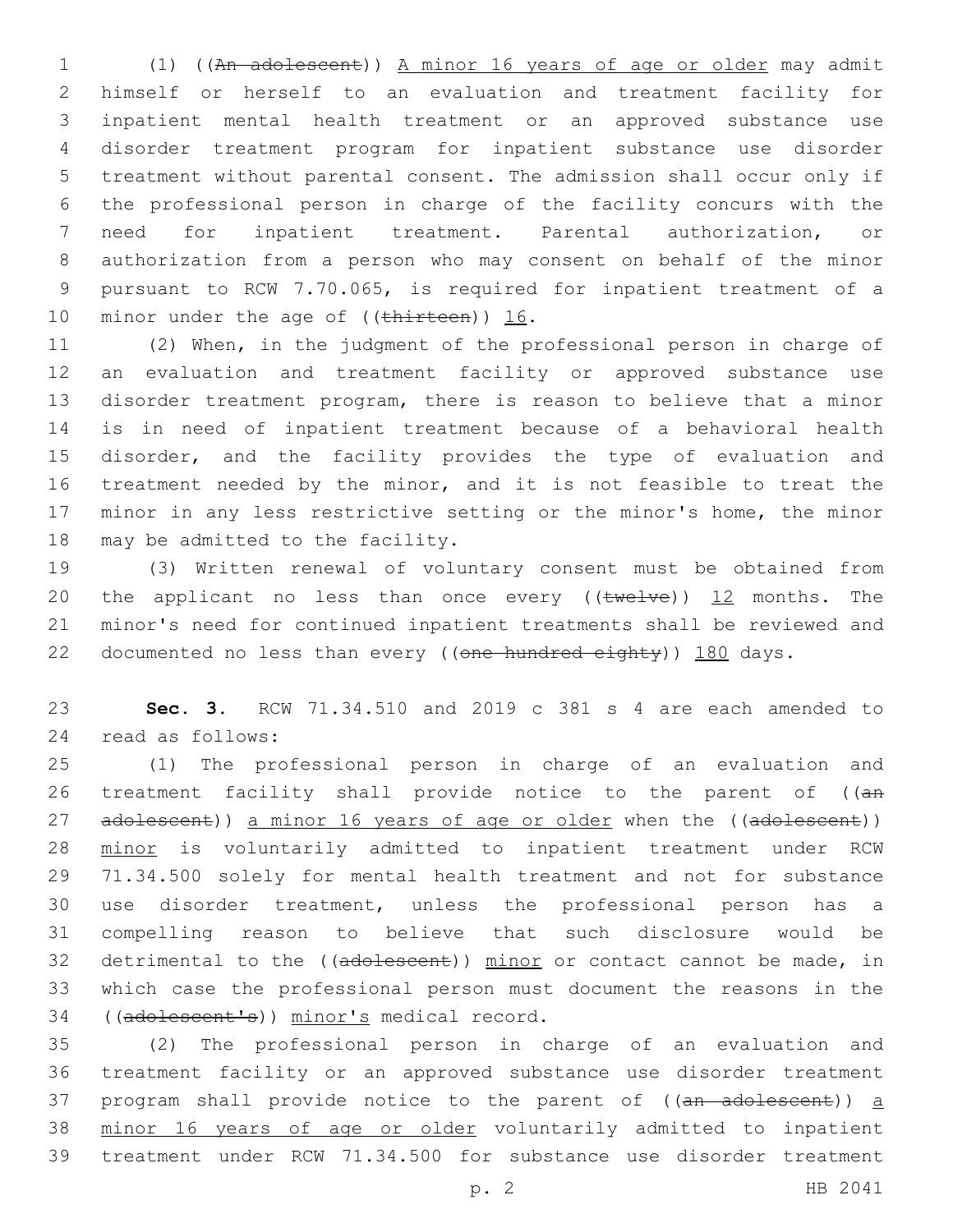(1) ((~~An adolescent~~)) <u>A minor 16 years of age or older</u> may admit himself or herself to an evaluation and treatment facility for inpatient mental health treatment or an approved substance use disorder treatment program for inpatient substance use disorder treatment without parental consent. The admission shall occur only if the professional person in charge of the facility concurs with the need for inpatient treatment. Parental authorization, or authorization from a person who may consent on behalf of the minor pursuant to RCW 7.70.065, is required for inpatient treatment of a minor under the age of ((~~thirteen~~)) <u>16</u>.

(2) When, in the judgment of the professional person in charge of an evaluation and treatment facility or approved substance use disorder treatment program, there is reason to believe that a minor is in need of inpatient treatment because of a behavioral health disorder, and the facility provides the type of evaluation and treatment needed by the minor, and it is not feasible to treat the minor in any less restrictive setting or the minor's home, the minor may be admitted to the facility.

(3) Written renewal of voluntary consent must be obtained from the applicant no less than once every ((~~twelve~~)) <u>12</u> months. The minor's need for continued inpatient treatments shall be reviewed and documented no less than every ((~~one hundred eighty~~)) <u>180</u> days.

**Sec. 3.** RCW 71.34.510 and 2019 c 381 s 4 are each amended to read as follows:

(1) The professional person in charge of an evaluation and treatment facility shall provide notice to the parent of ((~~an adolescent~~)) <u>a minor 16 years of age or older</u> when the ((~~adolescent~~)) <u>minor</u> is voluntarily admitted to inpatient treatment under RCW 71.34.500 solely for mental health treatment and not for substance use disorder treatment, unless the professional person has a compelling reason to believe that such disclosure would be detrimental to the ((~~adolescent~~)) <u>minor</u> or contact cannot be made, in which case the professional person must document the reasons in the ((~~adolescent's~~)) <u>minor's</u> medical record.

(2) The professional person in charge of an evaluation and treatment facility or an approved substance use disorder treatment program shall provide notice to the parent of ((~~an adolescent~~)) <u>a minor 16 years of age or older</u> voluntarily admitted to inpatient treatment under RCW 71.34.500 for substance use disorder treatment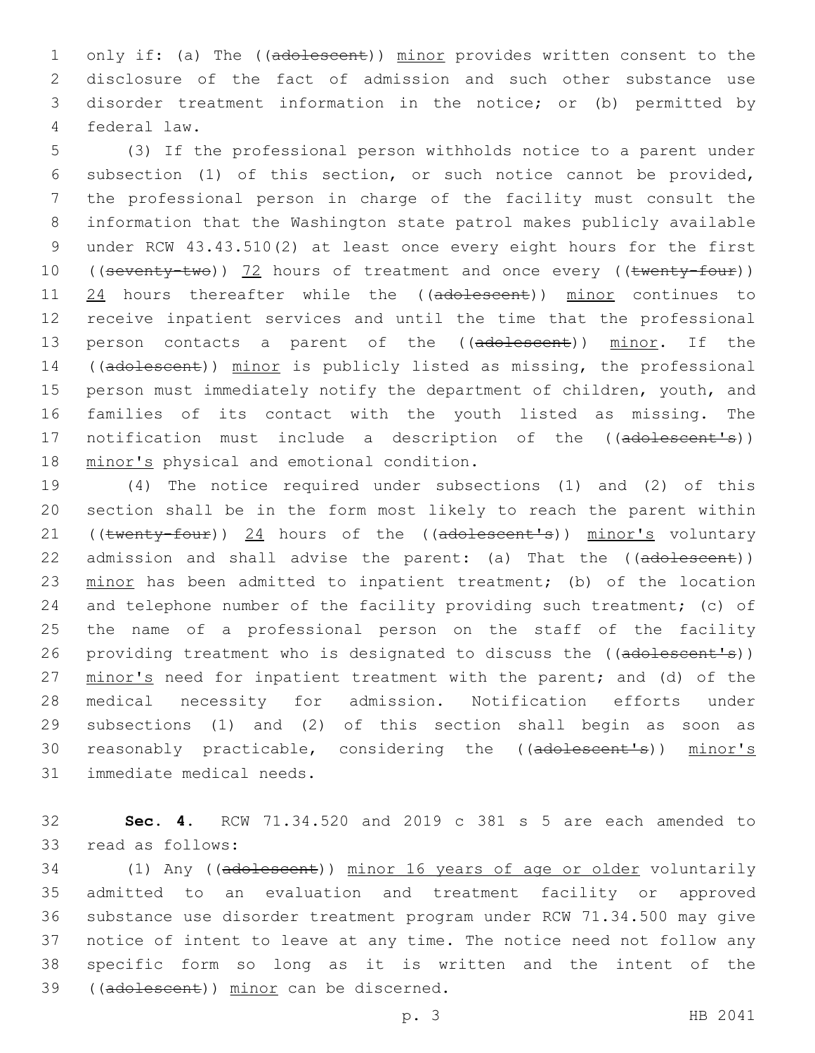only if: (a) The ((~~adolescent~~)) minor provides written consent to the disclosure of the fact of admission and such other substance use disorder treatment information in the notice; or (b) permitted by federal law.

(3) If the professional person withholds notice to a parent under subsection (1) of this section, or such notice cannot be provided, the professional person in charge of the facility must consult the information that the Washington state patrol makes publicly available under RCW 43.43.510(2) at least once every eight hours for the first ((~~seventy-two~~)) 72 hours of treatment and once every ((~~twenty-four~~)) 24 hours thereafter while the ((~~adolescent~~)) minor continues to receive inpatient services and until the time that the professional person contacts a parent of the ((~~adolescent~~)) minor. If the ((~~adolescent~~)) minor is publicly listed as missing, the professional person must immediately notify the department of children, youth, and families of its contact with the youth listed as missing. The notification must include a description of the ((~~adolescent's~~)) minor's physical and emotional condition.

(4) The notice required under subsections (1) and (2) of this section shall be in the form most likely to reach the parent within ((~~twenty-four~~)) 24 hours of the ((~~adolescent's~~)) minor's voluntary admission and shall advise the parent: (a) That the ((~~adolescent~~)) minor has been admitted to inpatient treatment; (b) of the location and telephone number of the facility providing such treatment; (c) of the name of a professional person on the staff of the facility providing treatment who is designated to discuss the ((~~adolescent's~~)) minor's need for inpatient treatment with the parent; and (d) of the medical necessity for admission. Notification efforts under subsections (1) and (2) of this section shall begin as soon as reasonably practicable, considering the ((~~adolescent's~~)) minor's immediate medical needs.

**Sec. 4.** RCW 71.34.520 and 2019 c 381 s 5 are each amended to read as follows:

(1) Any ((~~adolescent~~)) minor 16 years of age or older voluntarily admitted to an evaluation and treatment facility or approved substance use disorder treatment program under RCW 71.34.500 may give notice of intent to leave at any time. The notice need not follow any specific form so long as it is written and the intent of the ((~~adolescent~~)) minor can be discerned.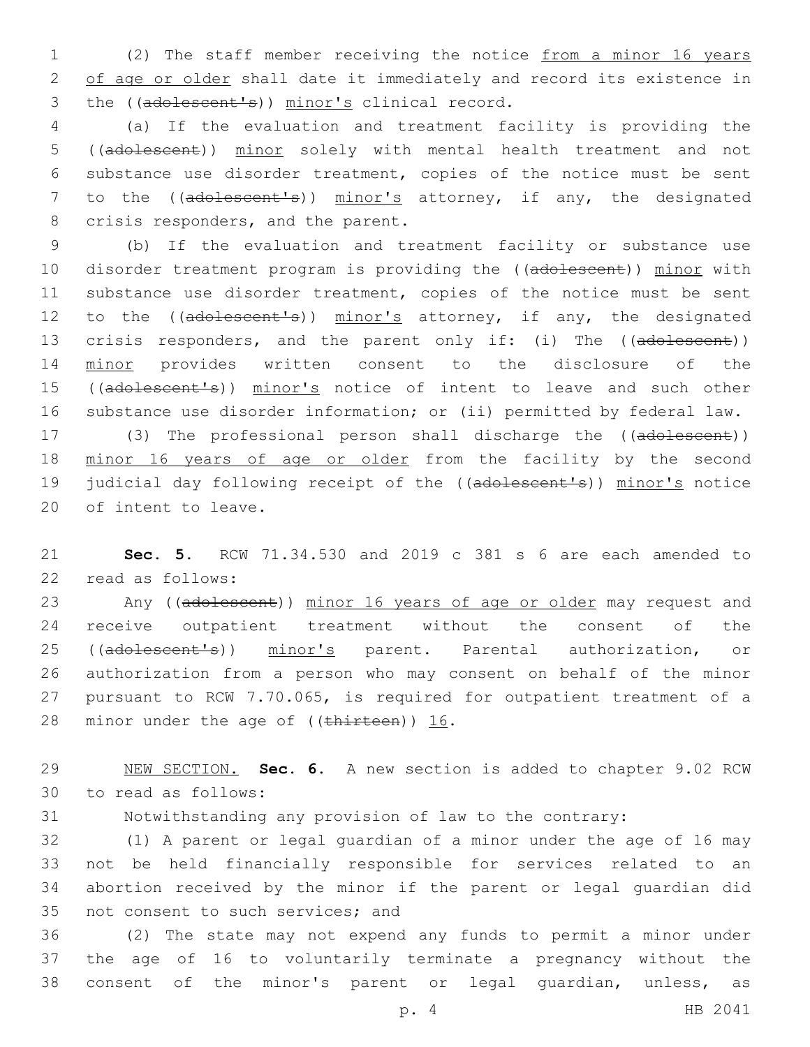(2) The staff member receiving the notice from a minor 16 years of age or older shall date it immediately and record its existence in the ((~~adolescent's~~)) minor's clinical record.

(a) If the evaluation and treatment facility is providing the ((~~adolescent~~)) minor solely with mental health treatment and not substance use disorder treatment, copies of the notice must be sent to the ((~~adolescent's~~)) minor's attorney, if any, the designated crisis responders, and the parent.

(b) If the evaluation and treatment facility or substance use disorder treatment program is providing the ((~~adolescent~~)) minor with substance use disorder treatment, copies of the notice must be sent to the ((~~adolescent's~~)) minor's attorney, if any, the designated crisis responders, and the parent only if: (i) The ((~~adolescent~~)) minor provides written consent to the disclosure of the ((~~adolescent's~~)) minor's notice of intent to leave and such other substance use disorder information; or (ii) permitted by federal law.

(3) The professional person shall discharge the ((~~adolescent~~)) minor 16 years of age or older from the facility by the second judicial day following receipt of the ((~~adolescent's~~)) minor's notice of intent to leave.

**Sec. 5.** RCW 71.34.530 and 2019 c 381 s 6 are each amended to read as follows:

Any ((~~adolescent~~)) minor 16 years of age or older may request and receive outpatient treatment without the consent of the ((~~adolescent's~~)) minor's parent. Parental authorization, or authorization from a person who may consent on behalf of the minor pursuant to RCW 7.70.065, is required for outpatient treatment of a minor under the age of ((~~thirteen~~)) 16.

NEW SECTION. **Sec. 6.** A new section is added to chapter 9.02 RCW to read as follows:

Notwithstanding any provision of law to the contrary:

(1) A parent or legal guardian of a minor under the age of 16 may not be held financially responsible for services related to an abortion received by the minor if the parent or legal guardian did not consent to such services; and

(2) The state may not expend any funds to permit a minor under the age of 16 to voluntarily terminate a pregnancy without the consent of the minor's parent or legal guardian, unless, as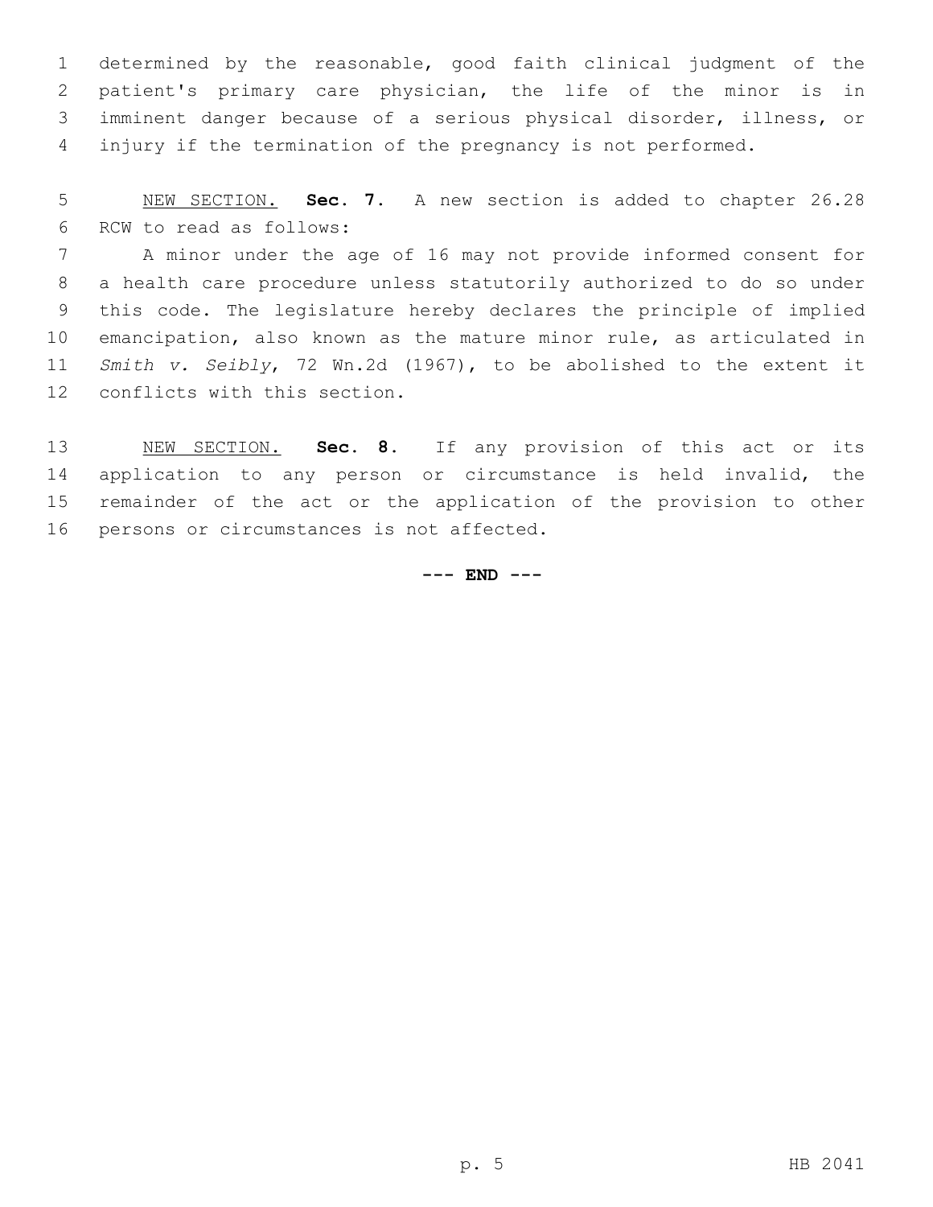determined by the reasonable, good faith clinical judgment of the patient's primary care physician, the life of the minor is in imminent danger because of a serious physical disorder, illness, or injury if the termination of the pregnancy is not performed.

NEW SECTION. **Sec. 7.** A new section is added to chapter 26.28 RCW to read as follows:

A minor under the age of 16 may not provide informed consent for a health care procedure unless statutorily authorized to do so under this code. The legislature hereby declares the principle of implied emancipation, also known as the mature minor rule, as articulated in *Smith v. Seibly*, 72 Wn.2d (1967), to be abolished to the extent it conflicts with this section.

NEW SECTION. **Sec. 8.** If any provision of this act or its application to any person or circumstance is held invalid, the remainder of the act or the application of the provision to other persons or circumstances is not affected.

**--- END ---**